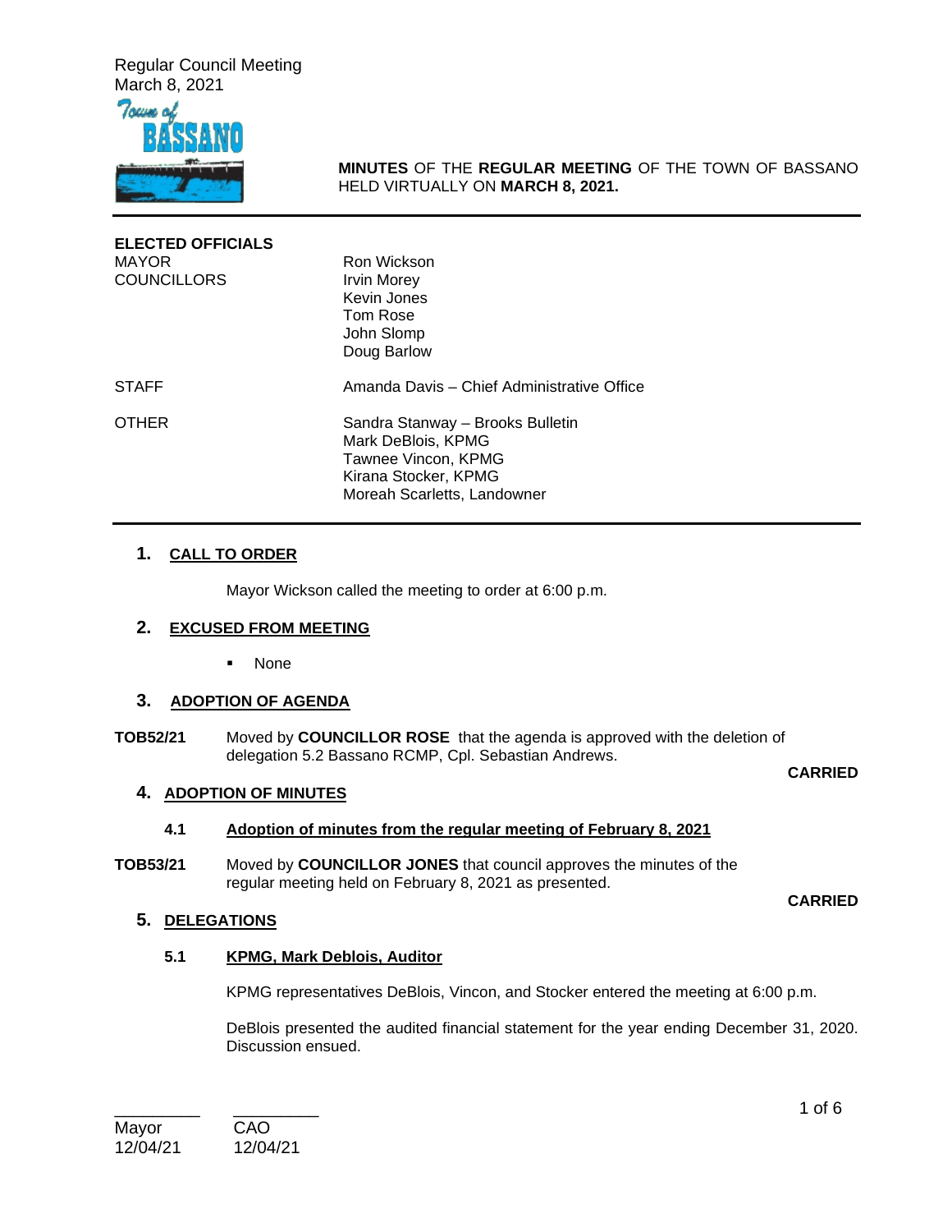**MINUTES** OF THE **REGULAR MEETING** OF THE TOWN OF BASSANO HELD VIRTUALLY ON **MARCH 8, 2021.**

| | |
|---|---|
| **ELECTED OFFICIALS** | |
| MAYOR | Ron Wickson |
| COUNCILLORS | Irvin Morey |
| | Kevin Jones |
| | Tom Rose |
| | John Slomp |
| | Doug Barlow |
| STAFF | Amanda Davis – Chief Administrative Office |
| OTHER | Sandra Stanway – Brooks Bulletin |
| | Mark DeBlois, KPMG |
| | Tawnee Vincon, KPMG |
| | Kirana Stocker, KPMG |
| | Moreah Scarletts, Landowner |

## 1. CALL TO ORDER

Mayor Wickson called the meeting to order at 6:00 p.m.

## 2. EXCUSED FROM MEETING

- None

## 3. ADOPTION OF AGENDA

**TOB52/21** Moved by **COUNCILLOR ROSE** that the agenda is approved with the deletion of delegation 5.2 Bassano RCMP, Cpl. Sebastian Andrews.

**CARRIED**

## 4. ADOPTION OF MINUTES

### 4.1 Adoption of minutes from the regular meeting of February 8, 2021

**TOB53/21** Moved by **COUNCILLOR JONES** that council approves the minutes of the regular meeting held on February 8, 2021 as presented.

**CARRIED**

## 5. DELEGATIONS

### 5.1 KPMG, Mark Deblois, Auditor

KPMG representatives DeBlois, Vincon, and Stocker entered the meeting at 6:00 p.m.

DeBlois presented the audited financial statement for the year ending December 31, 2020. Discussion ensued.

_________ _________
Mayor CAO
12/04/21 12/04/21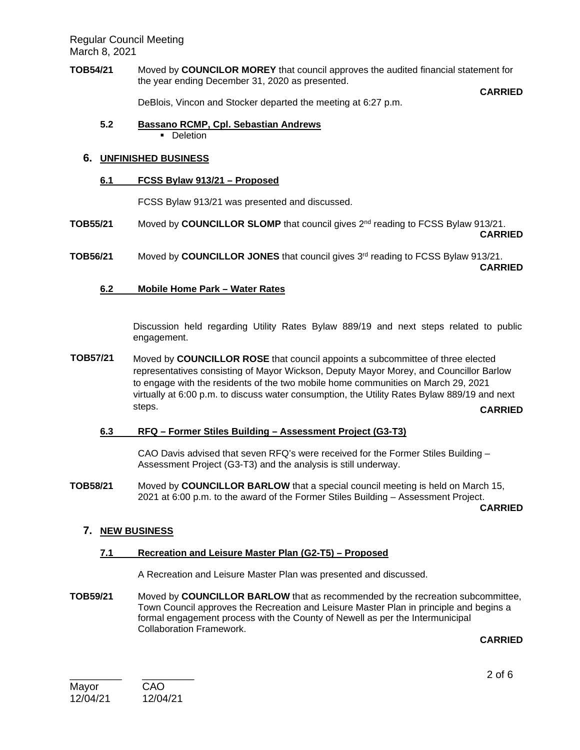**TOB54/21** Moved by **COUNCILOR MOREY** that council approves the audited financial statement for the year ending December 31, 2020 as presented.

**CARRIED**

DeBlois, Vincon and Stocker departed the meeting at 6:27 p.m.

### 5.2 Bassano RCMP, Cpl. Sebastian Andrews

- Deletion

## 6. UNFINISHED BUSINESS

### 6.1 FCSS Bylaw 913/21 – Proposed

FCSS Bylaw 913/21 was presented and discussed.

**TOB55/21** Moved by **COUNCILLOR SLOMP** that council gives 2nd reading to FCSS Bylaw 913/21.

**CARRIED**

**TOB56/21** Moved by **COUNCILLOR JONES** that council gives 3rd reading to FCSS Bylaw 913/21.

**CARRIED**

### 6.2 Mobile Home Park – Water Rates

Discussion held regarding Utility Rates Bylaw 889/19 and next steps related to public engagement.

**TOB57/21** Moved by **COUNCILLOR ROSE** that council appoints a subcommittee of three elected representatives consisting of Mayor Wickson, Deputy Mayor Morey, and Councillor Barlow to engage with the residents of the two mobile home communities on March 29, 2021 virtually at 6:00 p.m. to discuss water consumption, the Utility Rates Bylaw 889/19 and next steps.

**CARRIED**

### 6.3 RFQ – Former Stiles Building – Assessment Project (G3-T3)

CAO Davis advised that seven RFQ's were received for the Former Stiles Building – Assessment Project (G3-T3) and the analysis is still underway.

**TOB58/21** Moved by **COUNCILLOR BARLOW** that a special council meeting is held on March 15, 2021 at 6:00 p.m. to the award of the Former Stiles Building – Assessment Project.

**CARRIED**

## 7. NEW BUSINESS

### 7.1 Recreation and Leisure Master Plan (G2-T5) – Proposed

A Recreation and Leisure Master Plan was presented and discussed.

**TOB59/21** Moved by **COUNCILLOR BARLOW** that as recommended by the recreation subcommittee, Town Council approves the Recreation and Leisure Master Plan in principle and begins a formal engagement process with the County of Newell as per the Intermunicipal Collaboration Framework.

**CARRIED**

| \_\_\_\_\_\_\_\_\_ | \_\_\_\_\_\_\_\_\_ |
| --- | --- |
| Mayor | CAO |
| 12/04/21 | 12/04/21 |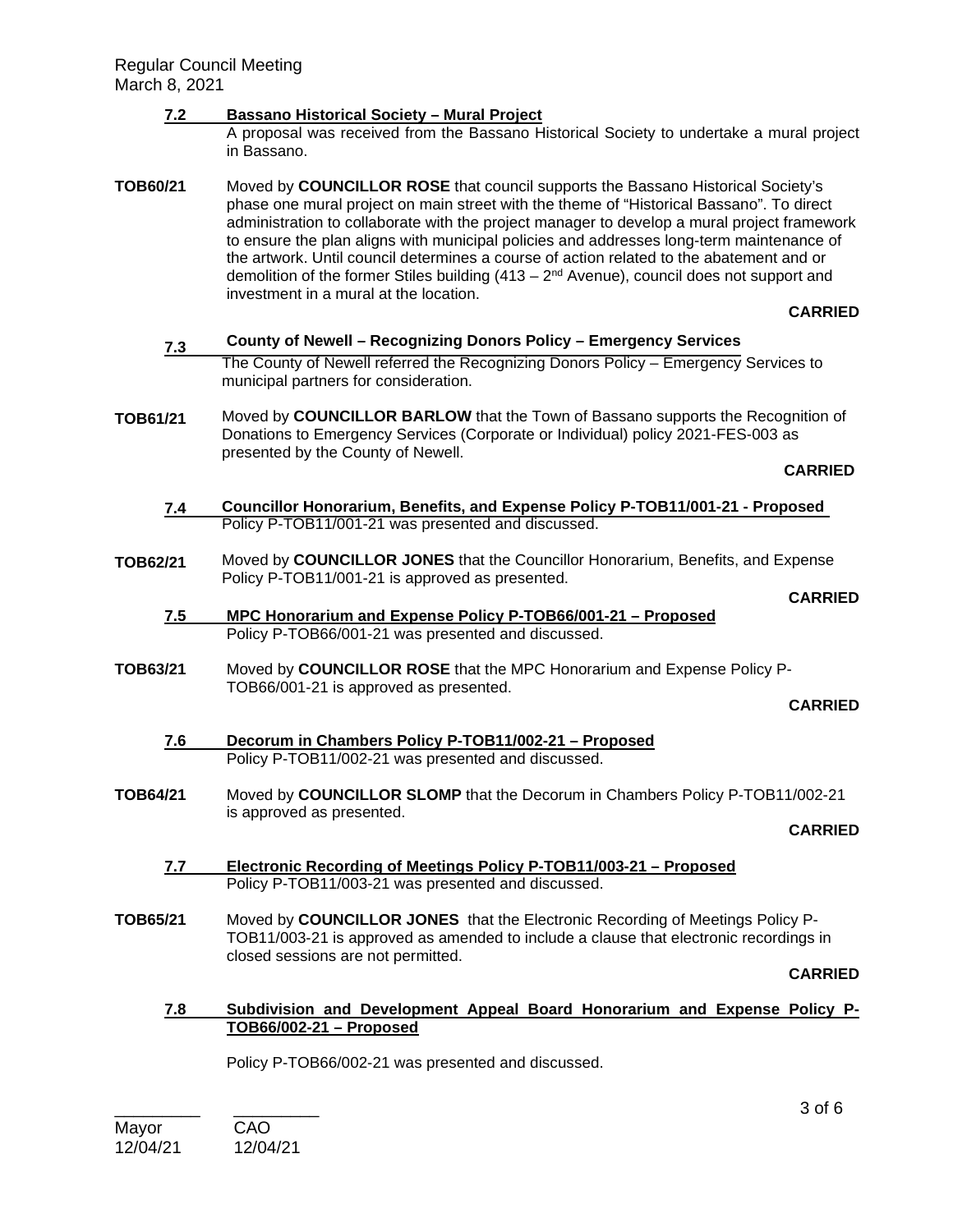**7.2 Bassano Historical Society – Mural Project**

A proposal was received from the Bassano Historical Society to undertake a mural project in Bassano.

**TOB60/21** Moved by **COUNCILLOR ROSE** that council supports the Bassano Historical Society's phase one mural project on main street with the theme of "Historical Bassano". To direct administration to collaborate with the project manager to develop a mural project framework to ensure the plan aligns with municipal policies and addresses long-term maintenance of the artwork. Until council determines a course of action related to the abatement and or demolition of the former Stiles building (413 – 2nd Avenue), council does not support and investment in a mural at the location.

**CARRIED**

**7.3 County of Newell – Recognizing Donors Policy – Emergency Services**

The County of Newell referred the Recognizing Donors Policy – Emergency Services to municipal partners for consideration.

**TOB61/21** Moved by **COUNCILLOR BARLOW** that the Town of Bassano supports the Recognition of Donations to Emergency Services (Corporate or Individual) policy 2021-FES-003 as presented by the County of Newell.

**CARRIED**

**7.4 Councillor Honorarium, Benefits, and Expense Policy P-TOB11/001-21 - Proposed**

Policy P-TOB11/001-21 was presented and discussed.

**TOB62/21** Moved by **COUNCILLOR JONES** that the Councillor Honorarium, Benefits, and Expense Policy P-TOB11/001-21 is approved as presented.

**CARRIED**

**7.5 MPC Honorarium and Expense Policy P-TOB66/001-21 – Proposed**

Policy P-TOB66/001-21 was presented and discussed.

**TOB63/21** Moved by **COUNCILLOR ROSE** that the MPC Honorarium and Expense Policy P-TOB66/001-21 is approved as presented.

**CARRIED**

**7.6 Decorum in Chambers Policy P-TOB11/002-21 – Proposed**

Policy P-TOB11/002-21 was presented and discussed.

**TOB64/21** Moved by **COUNCILLOR SLOMP** that the Decorum in Chambers Policy P-TOB11/002-21 is approved as presented.

**CARRIED**

**7.7 Electronic Recording of Meetings Policy P-TOB11/003-21 – Proposed**

Policy P-TOB11/003-21 was presented and discussed.

**TOB65/21** Moved by **COUNCILLOR JONES** that the Electronic Recording of Meetings Policy P-TOB11/003-21 is approved as amended to include a clause that electronic recordings in closed sessions are not permitted.

**CARRIED**

**7.8 Subdivision and Development Appeal Board Honorarium and Expense Policy P-TOB66/002-21 – Proposed**

Policy P-TOB66/002-21 was presented and discussed.

| _________ | _________ |
|---|---|
| Mayor | CAO |
| 12/04/21 | 12/04/21 |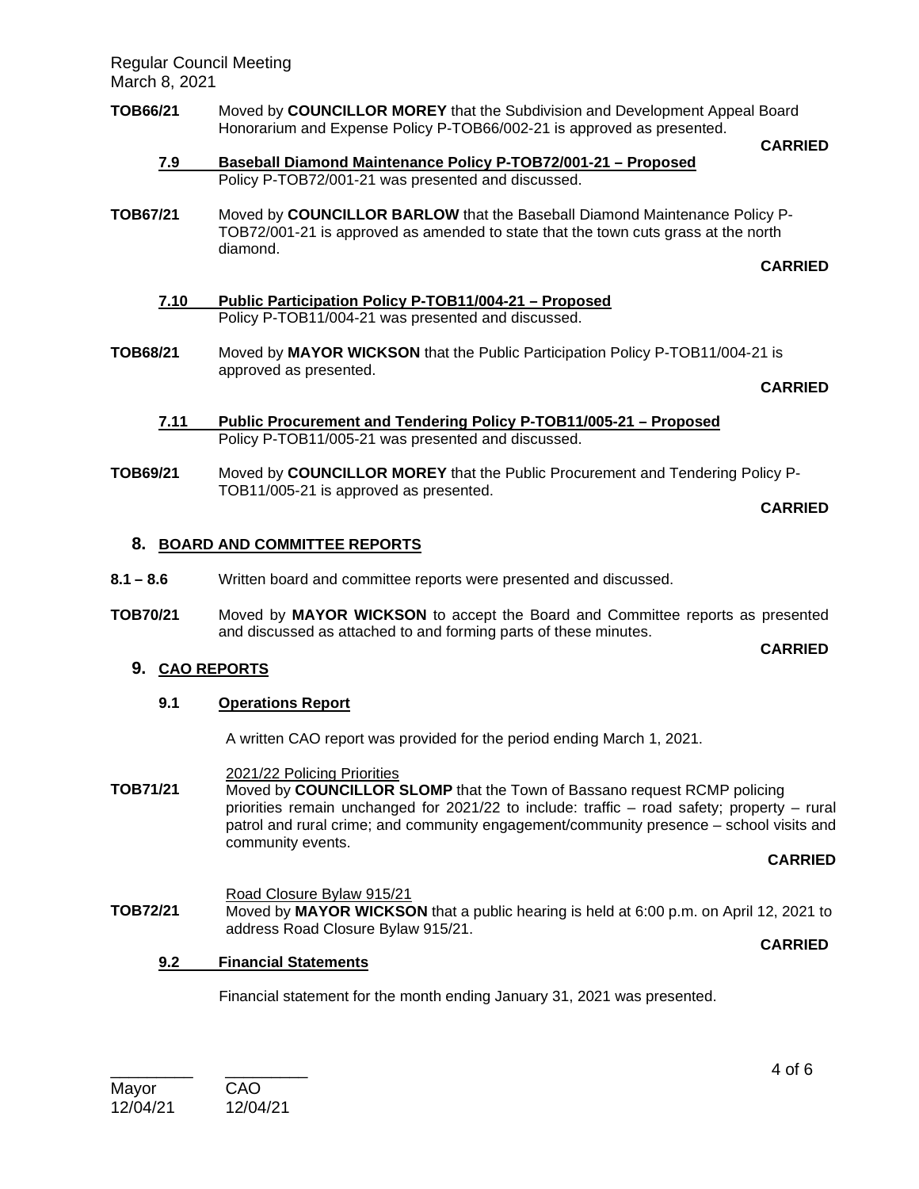**TOB66/21** Moved by **COUNCILLOR MOREY** that the Subdivision and Development Appeal Board Honorarium and Expense Policy P-TOB66/002-21 is approved as presented.

**CARRIED**

### 7.9 Baseball Diamond Maintenance Policy P-TOB72/001-21 – Proposed

Policy P-TOB72/001-21 was presented and discussed.

**TOB67/21** Moved by **COUNCILLOR BARLOW** that the Baseball Diamond Maintenance Policy P-TOB72/001-21 is approved as amended to state that the town cuts grass at the north diamond.

**CARRIED**

### 7.10 Public Participation Policy P-TOB11/004-21 – Proposed

Policy P-TOB11/004-21 was presented and discussed.

**TOB68/21** Moved by **MAYOR WICKSON** that the Public Participation Policy P-TOB11/004-21 is approved as presented.

**CARRIED**

### 7.11 Public Procurement and Tendering Policy P-TOB11/005-21 – Proposed

Policy P-TOB11/005-21 was presented and discussed.

**TOB69/21** Moved by **COUNCILLOR MOREY** that the Public Procurement and Tendering Policy P-TOB11/005-21 is approved as presented.

**CARRIED**

## 8. BOARD AND COMMITTEE REPORTS

**8.1 – 8.6** Written board and committee reports were presented and discussed.

**TOB70/21** Moved by **MAYOR WICKSON** to accept the Board and Committee reports as presented and discussed as attached to and forming parts of these minutes.

**CARRIED**

## 9. CAO REPORTS

### 9.1 Operations Report

A written CAO report was provided for the period ending March 1, 2021.

2021/22 Policing Priorities

**TOB71/21** Moved by **COUNCILLOR SLOMP** that the Town of Bassano request RCMP policing priorities remain unchanged for 2021/22 to include: traffic – road safety; property – rural patrol and rural crime; and community engagement/community presence – school visits and community events.

**CARRIED**

Road Closure Bylaw 915/21

**TOB72/21** Moved by **MAYOR WICKSON** that a public hearing is held at 6:00 p.m. on April 12, 2021 to address Road Closure Bylaw 915/21.

**CARRIED**

### 9.2 Financial Statements

Financial statement for the month ending January 31, 2021 was presented.

_________ _________
Mayor CAO
12/04/21 12/04/21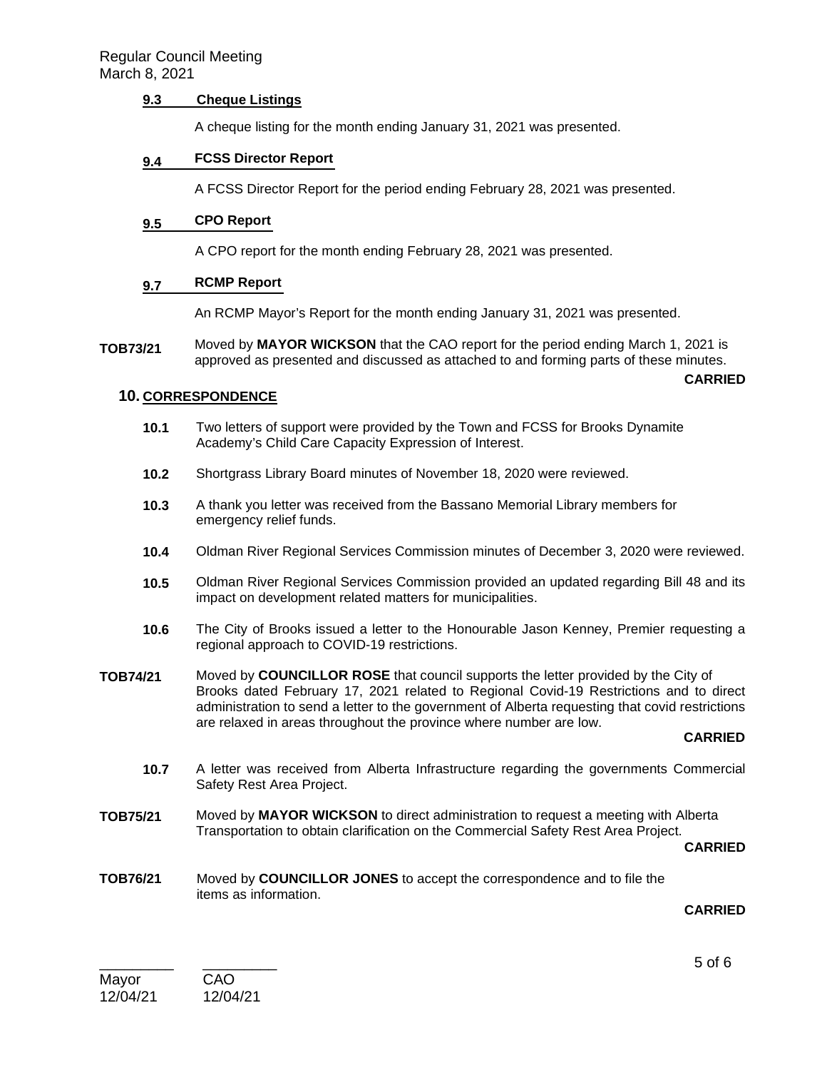### 9.3 Cheque Listings

A cheque listing for the month ending January 31, 2021 was presented.

### 9.4 FCSS Director Report

A FCSS Director Report for the period ending February 28, 2021 was presented.

### 9.5 CPO Report

A CPO report for the month ending February 28, 2021 was presented.

### 9.7 RCMP Report

An RCMP Mayor's Report for the month ending January 31, 2021 was presented.

**TOB73/21** Moved by **MAYOR WICKSON** that the CAO report for the period ending March 1, 2021 is approved as presented and discussed as attached to and forming parts of these minutes.

**CARRIED**

## 10. CORRESPONDENCE

**10.1** Two letters of support were provided by the Town and FCSS for Brooks Dynamite Academy's Child Care Capacity Expression of Interest.

**10.2** Shortgrass Library Board minutes of November 18, 2020 were reviewed.

**10.3** A thank you letter was received from the Bassano Memorial Library members for emergency relief funds.

**10.4** Oldman River Regional Services Commission minutes of December 3, 2020 were reviewed.

**10.5** Oldman River Regional Services Commission provided an updated regarding Bill 48 and its impact on development related matters for municipalities.

**10.6** The City of Brooks issued a letter to the Honourable Jason Kenney, Premier requesting a regional approach to COVID-19 restrictions.

**TOB74/21** Moved by **COUNCILLOR ROSE** that council supports the letter provided by the City of Brooks dated February 17, 2021 related to Regional Covid-19 Restrictions and to direct administration to send a letter to the government of Alberta requesting that covid restrictions are relaxed in areas throughout the province where number are low.

**CARRIED**

**10.7** A letter was received from Alberta Infrastructure regarding the governments Commercial Safety Rest Area Project.

**TOB75/21** Moved by **MAYOR WICKSON** to direct administration to request a meeting with Alberta Transportation to obtain clarification on the Commercial Safety Rest Area Project.

**CARRIED**

**TOB76/21** Moved by **COUNCILLOR JONES** to accept the correspondence and to file the items as information.

**CARRIED**

_________ _________
Mayor CAO
12/04/21 12/04/21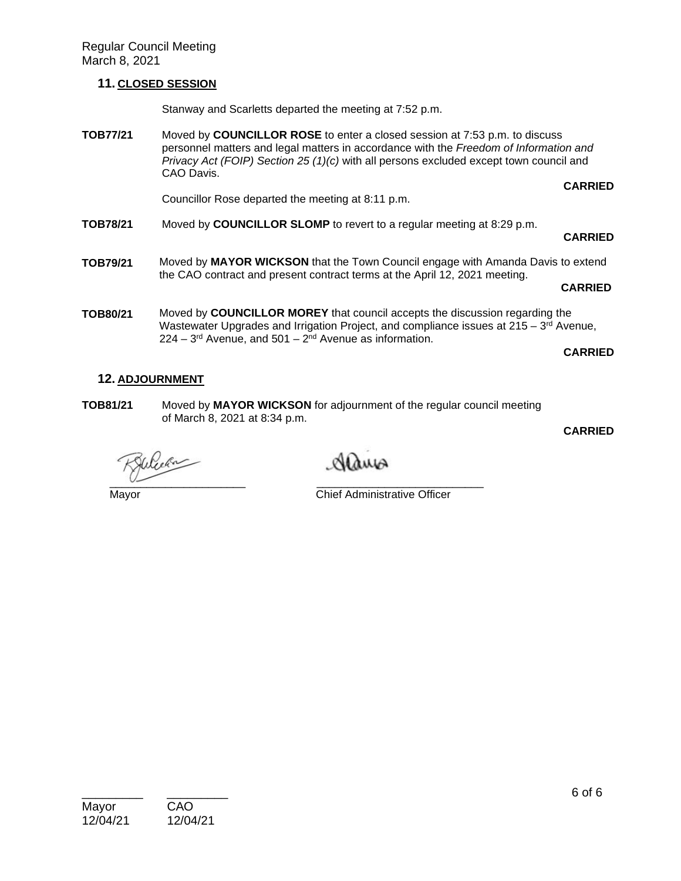## 11. CLOSED SESSION

Stanway and Scarletts departed the meeting at 7:52 p.m.

**TOB77/21** Moved by **COUNCILLOR ROSE** to enter a closed session at 7:53 p.m. to discuss personnel matters and legal matters in accordance with the *Freedom of Information and Privacy Act (FOIP) Section 25 (1)(c)* with all persons excluded except town council and CAO Davis.

**CARRIED**

Councillor Rose departed the meeting at 8:11 p.m.

**TOB78/21** Moved by **COUNCILLOR SLOMP** to revert to a regular meeting at 8:29 p.m.

**CARRIED**

**TOB79/21** Moved by **MAYOR WICKSON** that the Town Council engage with Amanda Davis to extend the CAO contract and present contract terms at the April 12, 2021 meeting.

**CARRIED**

**TOB80/21** Moved by **COUNCILLOR MOREY** that council accepts the discussion regarding the Wastewater Upgrades and Irrigation Project, and compliance issues at 215 – 3rd Avenue, 224 – 3rd Avenue, and 501 – 2nd Avenue as information.

**CARRIED**

## 12. ADJOURNMENT

**TOB81/21** Moved by **MAYOR WICKSON** for adjournment of the regular council meeting of March 8, 2021 at 8:34 p.m.

**CARRIED**

______________________ Mayor

______________________ Chief Administrative Officer

_________ Mayor 12/04/21

_________ CAO 12/04/21